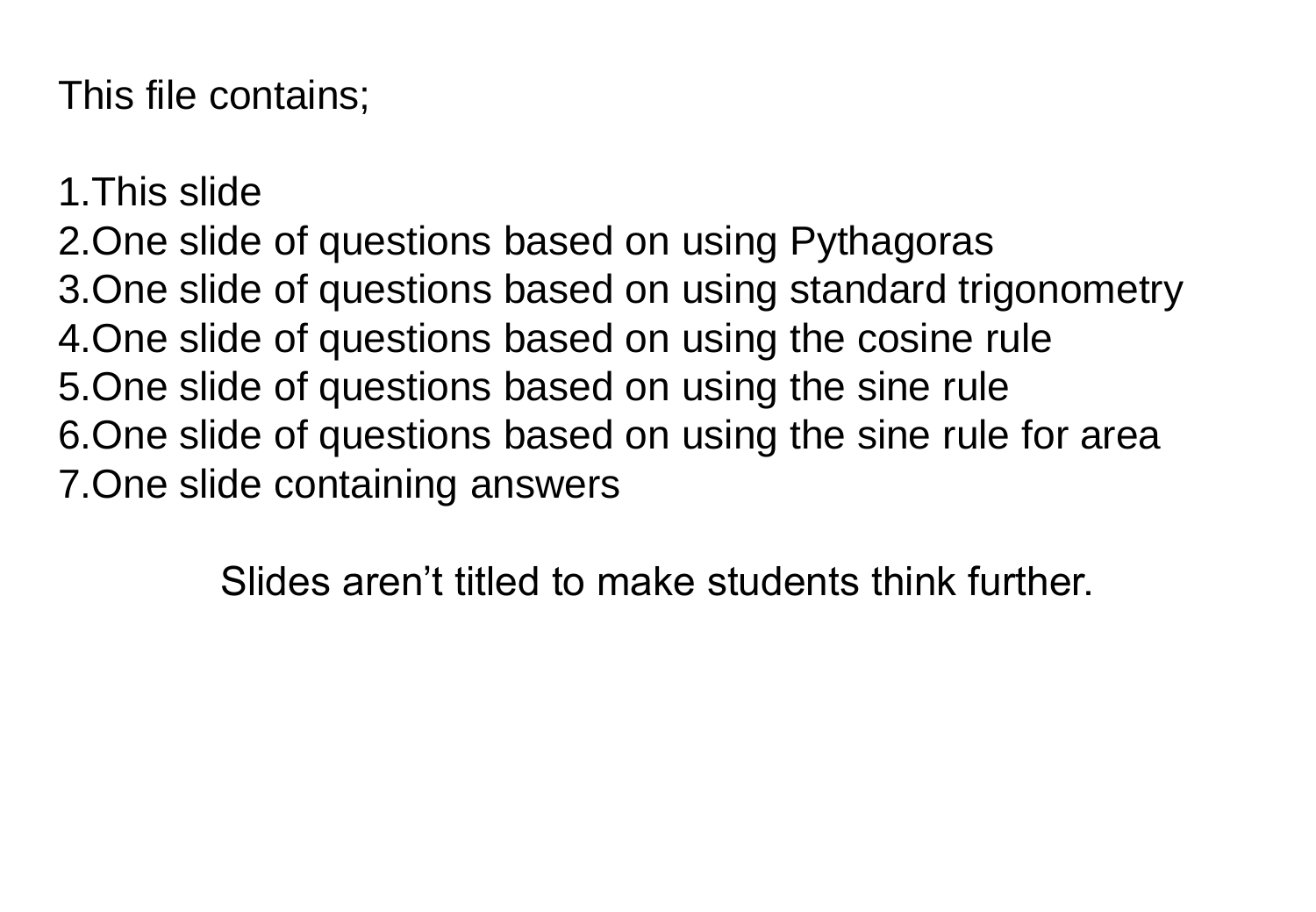This file contains;

1. This slide
2. One slide of questions based on using Pythagoras
3. One slide of questions based on using standard trigonometry
4. One slide of questions based on using the cosine rule
5. One slide of questions based on using the sine rule
6. One slide of questions based on using the sine rule for area
7. One slide containing answers

Slides aren't titled to make students think further.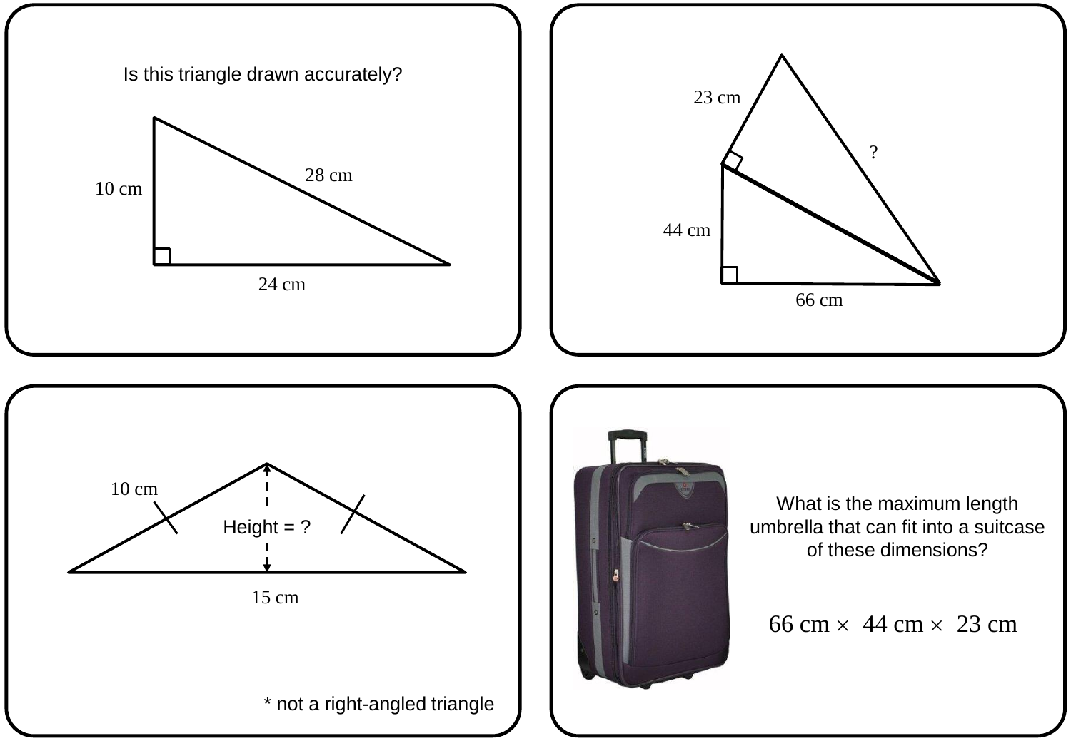Is this triangle drawn accurately?

10 cm

28 cm

24 cm

23 cm

?

44 cm

66 cm

10 cm

Height = ?

15 cm

* not a right-angled triangle

What is the maximum length umbrella that can fit into a suitcase of these dimensions?

$66 \text{ cm} \times 44 \text{ cm} \times 23 \text{ cm}$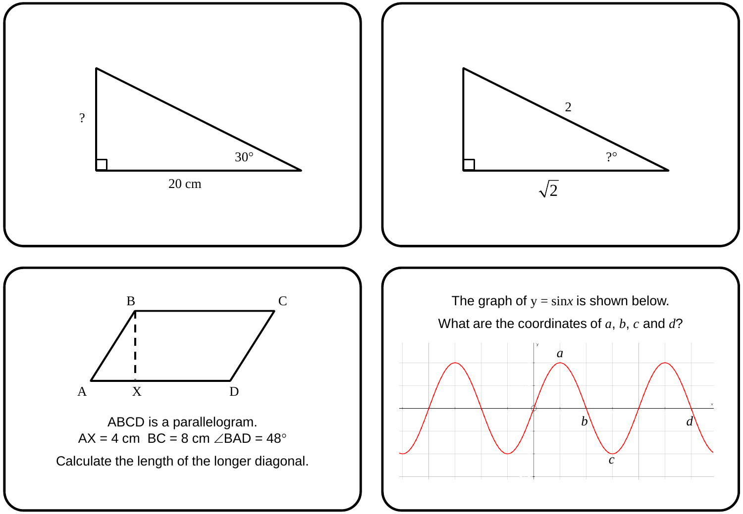?

$30°$

20 cm

2

?°

$\sqrt{2}$

B C

A X D

ABCD is a parallelogram.
AX = 4 cm  BC = 8 cm $\angle BAD = 48°$

Calculate the length of the longer diagonal.

The graph of $y = \sin x$ is shown below.

What are the coordinates of $a$, $b$, $c$ and $d$?

$a$

$b$

$c$

$d$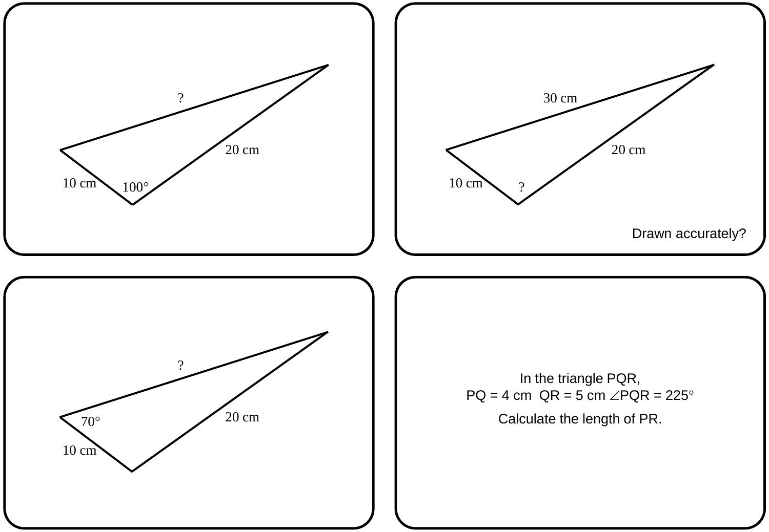?

20 cm

10 cm

$100°$

30 cm

20 cm

10 cm

?

Drawn accurately?

?

$70°$

20 cm

10 cm

In the triangle PQR,
PQ = 4 cm QR = 5 cm $\angle PQR = 225°$

Calculate the length of PR.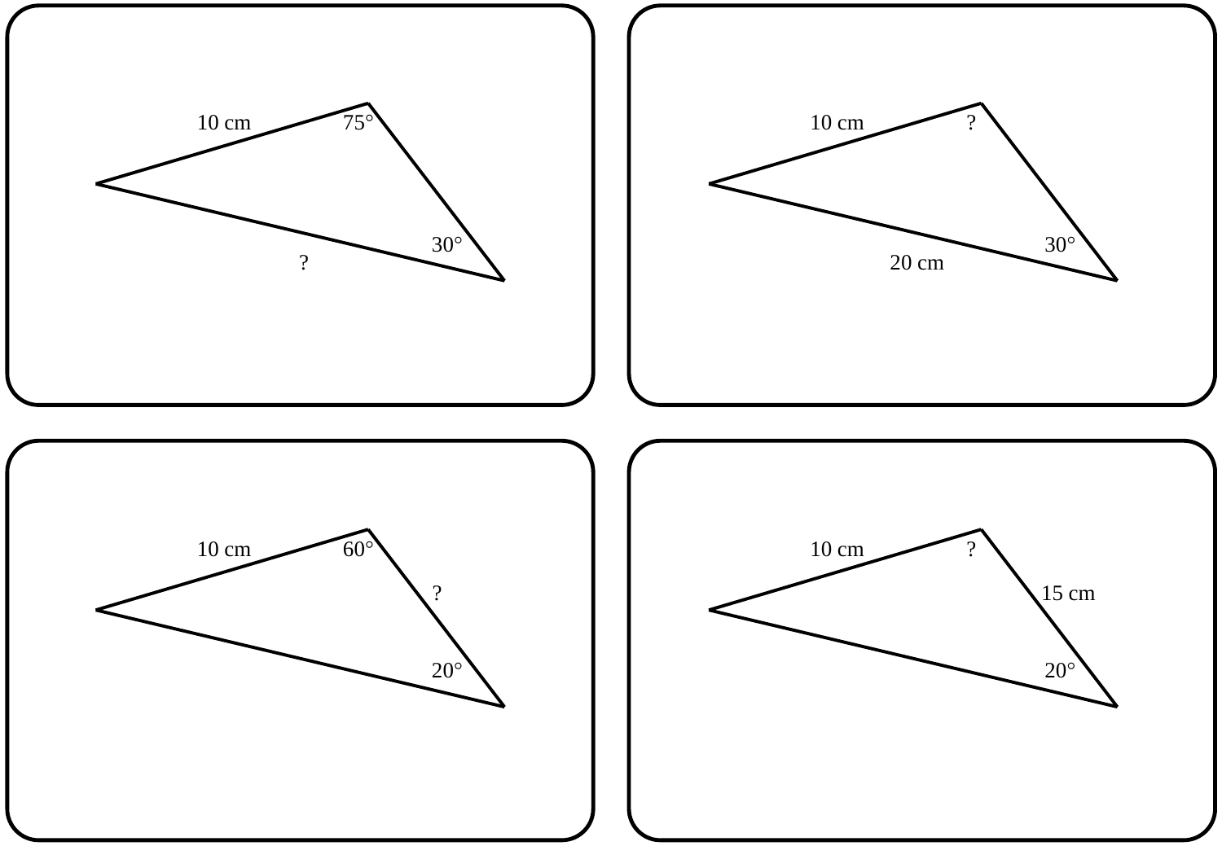10 cm 75°

30°

?

10 cm ?

30°

20 cm

10 cm 60°

?

20°

10 cm ?

15 cm

20°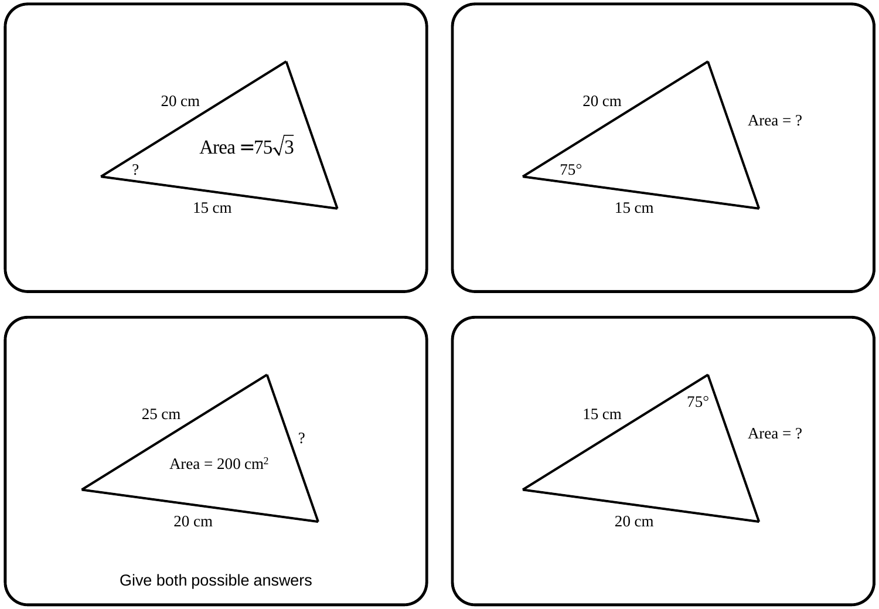20 cm

Area $= 75\sqrt{3}$

?

15 cm

20 cm

Area = ?

75°

15 cm

25 cm

?

Area = 200 cm$^2$

20 cm

Give both possible answers

75°

15 cm

Area = ?

20 cm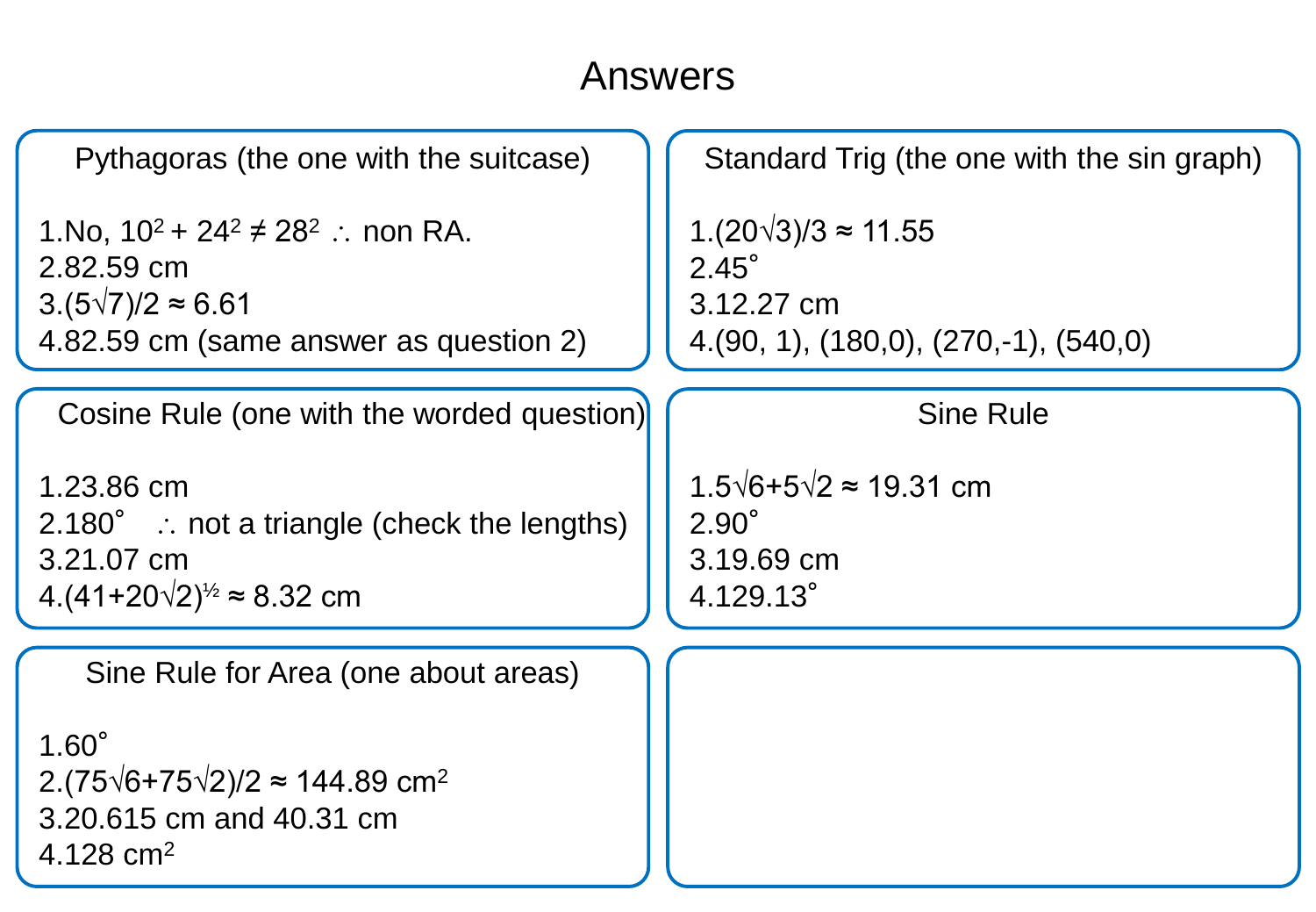# Answers

## Pythagoras (the one with the suitcase)

1. No, $10^2 + 24^2 \neq 28^2$ $\therefore$ non RA.
2. 82.59 cm
3. $(5\sqrt{7})/2 \approx 6.61$
4. 82.59 cm (same answer as question 2)

## Standard Trig (the one with the sin graph)

1. $(20\sqrt{3})/3 \approx 11.55$
2. $45^\circ$
3. 12.27 cm
4. (90, 1), (180,0), (270,-1), (540,0)

## Cosine Rule (one with the worded question)

1. 23.86 cm
2. $180^\circ$ $\therefore$ not a triangle (check the lengths)
3. 21.07 cm
4. $(41+20\sqrt{2})^{1/2} \approx 8.32$ cm

## Sine Rule

1. $5\sqrt{6}+5\sqrt{2} \approx 19.31$ cm
2. $90^\circ$
3. 19.69 cm
4. $129.13^\circ$

## Sine Rule for Area (one about areas)

1. $60^\circ$
2. $(75\sqrt{6}+75\sqrt{2})/2 \approx 144.89$ cm$^2$
3. 20.615 cm and 40.31 cm
4. 128 cm$^2$